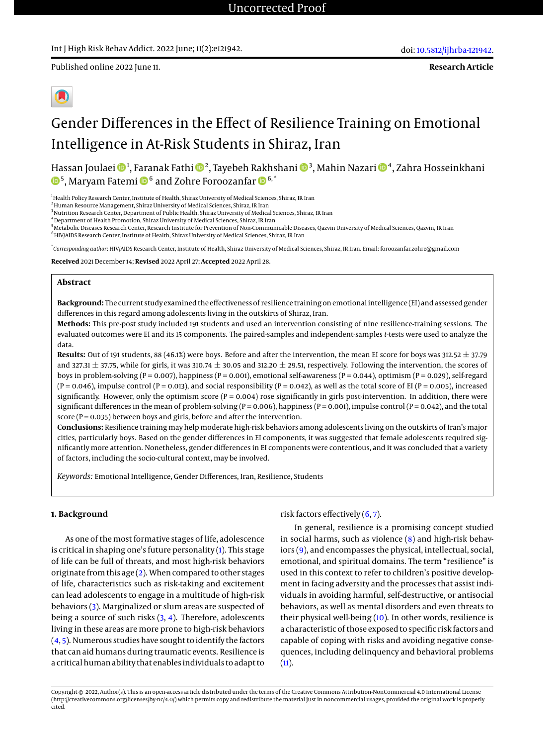Uncorrected Proof

Int J High Risk Behav Addict. 2022 June; 11(2):e121942.

doi: 10.5812/ijhrba-121942.

Published online 2022 June 11.

**Research Article**

# Gender Differences in the Effect of Resilience Training on Emotional Intelligence in At-Risk Students in Shiraz, Iran

Hassan Joulaei [1], Faranak Fathi [2], Tayebeh Rakhshani [3], Mahin Nazari [4], Zahra Hosseinkhani [5], Maryam Fatemi [6] and Zohre Foroozanfar [6,*]

[1] Health Policy Research Center, Institute of Health, Shiraz University of Medical Sciences, Shiraz, IR Iran
[2] Human Resource Management, Shiraz University of Medical Sciences, Shiraz, IR Iran
[3] Nutrition Research Center, Department of Public Health, Shiraz University of Medical Sciences, Shiraz, IR Iran
[4] Department of Health Promotion, Shiraz University of Medical Sciences, Shiraz, IR Iran
[5] Metabolic Diseases Research Center, Research Institute for Prevention of Non-Communicable Diseases, Qazvin University of Medical Sciences, Qazvin, IR Iran
[6] HIV/AIDS Research Center, Institute of Health, Shiraz University of Medical Sciences, Shiraz, IR Iran

[*] *Corresponding author*: HIV/AIDS Research Center, Institute of Health, Shiraz University of Medical Sciences, Shiraz, IR Iran. Email: foroozanfar.zohre@gmail.com

**Received** 2021 December 14; **Revised** 2022 April 27; **Accepted** 2022 April 28.

## Abstract

**Background:** The current study examined the effectiveness of resilience training on emotional intelligence (EI) and assessed gender differences in this regard among adolescents living in the outskirts of Shiraz, Iran.

**Methods:** This pre-post study included 191 students and used an intervention consisting of nine resilience-training sessions. The evaluated outcomes were EI and its 15 components. The paired-samples and independent-samples *t*-tests were used to analyze the data.

**Results:** Out of 191 students, 88 (46.1%) were boys. Before and after the intervention, the mean EI score for boys was $312.52 \pm 37.79$ and $327.31 \pm 37.75$, while for girls, it was $310.74 \pm 30.05$ and $312.20 \pm 29.51$, respectively. Following the intervention, the scores of boys in problem-solving ($P = 0.007$), happiness ($P = 0.001$), emotional self-awareness ($P = 0.044$), optimism ($P = 0.029$), self-regard ($P = 0.046$), impulse control ($P = 0.013$), and social responsibility ($P = 0.042$), as well as the total score of EI ($P = 0.005$), increased significantly. However, only the optimism score ($P = 0.004$) rose significantly in girls post-intervention. In addition, there were significant differences in the mean of problem-solving ($P = 0.006$), happiness ($P = 0.001$), impulse control ($P = 0.042$), and the total score ($P = 0.035$) between boys and girls, before and after the intervention.

**Conclusions:** Resilience training may help moderate high-risk behaviors among adolescents living on the outskirts of Iran's major cities, particularly boys. Based on the gender differences in EI components, it was suggested that female adolescents required significantly more attention. Nonetheless, gender differences in EI components were contentious, and it was concluded that a variety of factors, including the socio-cultural context, may be involved.

*Keywords:* Emotional Intelligence, Gender Differences, Iran, Resilience, Students

## 1. Background

As one of the most formative stages of life, adolescence is critical in shaping one's future personality (1). This stage of life can be full of threats, and most high-risk behaviors originate from this age (2). When compared to other stages of life, characteristics such as risk-taking and excitement can lead adolescents to engage in a multitude of high-risk behaviors (3). Marginalized or slum areas are suspected of being a source of such risks (3, 4). Therefore, adolescents living in these areas are more prone to high-risk behaviors (4, 5). Numerous studies have sought to identify the factors that can aid humans during traumatic events. Resilience is a critical human ability that enables individuals to adapt to risk factors effectively (6, 7).

In general, resilience is a promising concept studied in social harms, such as violence (8) and high-risk behaviors (9), and encompasses the physical, intellectual, social, emotional, and spiritual domains. The term "resilience" is used in this context to refer to children's positive development in facing adversity and the processes that assist individuals in avoiding harmful, self-destructive, or antisocial behaviors, as well as mental disorders and even threats to their physical well-being (10). In other words, resilience is a characteristic of those exposed to specific risk factors and capable of coping with risks and avoiding negative consequences, including delinquency and behavioral problems (11).

Copyright © 2022, Author(s). This is an open-access article distributed under the terms of the Creative Commons Attribution-NonCommercial 4.0 International License (http://creativecommons.org/licenses/by-nc/4.0/) which permits copy and redistribute the material just in noncommercial usages, provided the original work is properly cited.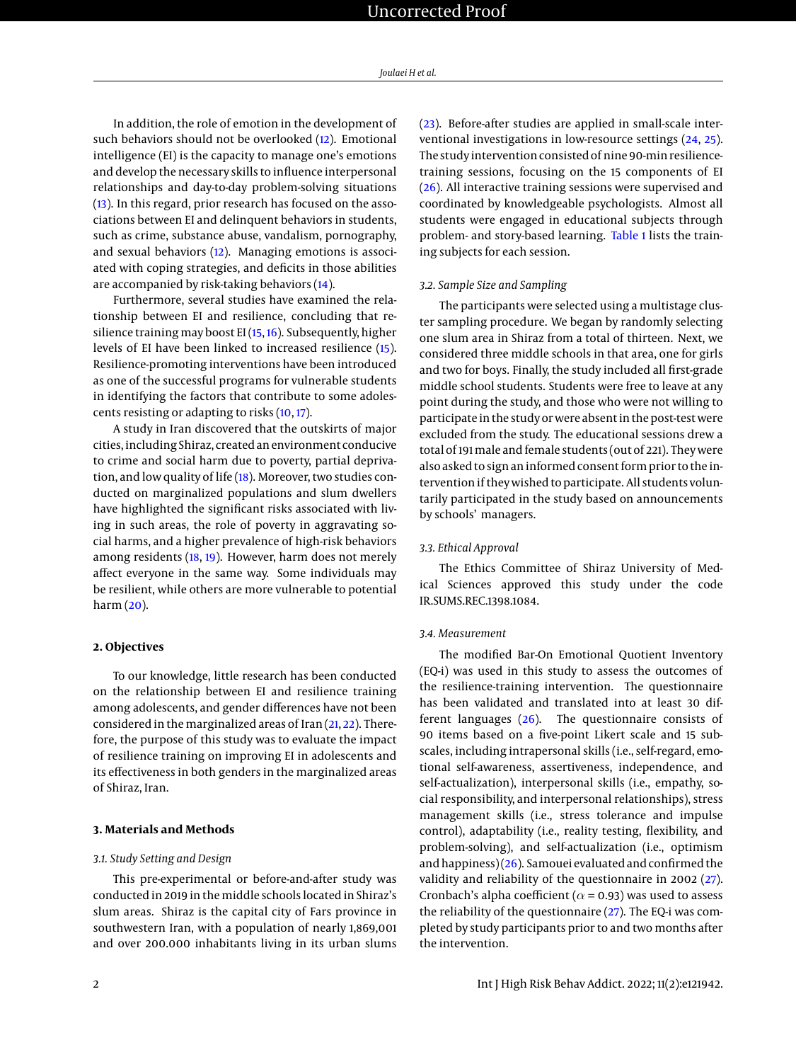In addition, the role of emotion in the development of such behaviors should not be overlooked (12). Emotional intelligence (EI) is the capacity to manage one's emotions and develop the necessary skills to influence interpersonal relationships and day-to-day problem-solving situations (13). In this regard, prior research has focused on the associations between EI and delinquent behaviors in students, such as crime, substance abuse, vandalism, pornography, and sexual behaviors (12). Managing emotions is associated with coping strategies, and deficits in those abilities are accompanied by risk-taking behaviors (14).

Furthermore, several studies have examined the relationship between EI and resilience, concluding that resilience training may boost EI (15, 16). Subsequently, higher levels of EI have been linked to increased resilience (15). Resilience-promoting interventions have been introduced as one of the successful programs for vulnerable students in identifying the factors that contribute to some adolescents resisting or adapting to risks (10, 17).

A study in Iran discovered that the outskirts of major cities, including Shiraz, created an environment conducive to crime and social harm due to poverty, partial deprivation, and low quality of life (18). Moreover, two studies conducted on marginalized populations and slum dwellers have highlighted the significant risks associated with living in such areas, the role of poverty in aggravating social harms, and a higher prevalence of high-risk behaviors among residents (18, 19). However, harm does not merely affect everyone in the same way. Some individuals may be resilient, while others are more vulnerable to potential harm (20).

## 2. Objectives

To our knowledge, little research has been conducted on the relationship between EI and resilience training among adolescents, and gender differences have not been considered in the marginalized areas of Iran (21, 22). Therefore, the purpose of this study was to evaluate the impact of resilience training on improving EI in adolescents and its effectiveness in both genders in the marginalized areas of Shiraz, Iran.

## 3. Materials and Methods

### 3.1. Study Setting and Design

This pre-experimental or before-and-after study was conducted in 2019 in the middle schools located in Shiraz's slum areas. Shiraz is the capital city of Fars province in southwestern Iran, with a population of nearly 1,869,001 and over 200.000 inhabitants living in its urban slums (23). Before-after studies are applied in small-scale interventional investigations in low-resource settings (24, 25). The study intervention consisted of nine 90-min resilience-training sessions, focusing on the 15 components of EI (26). All interactive training sessions were supervised and coordinated by knowledgeable psychologists. Almost all students were engaged in educational subjects through problem- and story-based learning. Table 1 lists the training subjects for each session.

### 3.2. Sample Size and Sampling

The participants were selected using a multistage cluster sampling procedure. We began by randomly selecting one slum area in Shiraz from a total of thirteen. Next, we considered three middle schools in that area, one for girls and two for boys. Finally, the study included all first-grade middle school students. Students were free to leave at any point during the study, and those who were not willing to participate in the study or were absent in the post-test were excluded from the study. The educational sessions drew a total of 191 male and female students (out of 221). They were also asked to sign an informed consent form prior to the intervention if they wished to participate. All students voluntarily participated in the study based on announcements by schools' managers.

### 3.3. Ethical Approval

The Ethics Committee of Shiraz University of Medical Sciences approved this study under the code IR.SUMS.REC.1398.1084.

### 3.4. Measurement

The modified Bar-On Emotional Quotient Inventory (EQ-i) was used in this study to assess the outcomes of the resilience-training intervention. The questionnaire has been validated and translated into at least 30 different languages (26). The questionnaire consists of 90 items based on a five-point Likert scale and 15 subscales, including intrapersonal skills (i.e., self-regard, emotional self-awareness, assertiveness, independence, and self-actualization), interpersonal skills (i.e., empathy, social responsibility, and interpersonal relationships), stress management skills (i.e., stress tolerance and impulse control), adaptability (i.e., reality testing, flexibility, and problem-solving), and self-actualization (i.e., optimism and happiness) (26). Samouei evaluated and confirmed the validity and reliability of the questionnaire in 2002 (27). Cronbach's alpha coefficient ($\alpha$ = 0.93) was used to assess the reliability of the questionnaire (27). The EQ-i was completed by study participants prior to and two months after the intervention.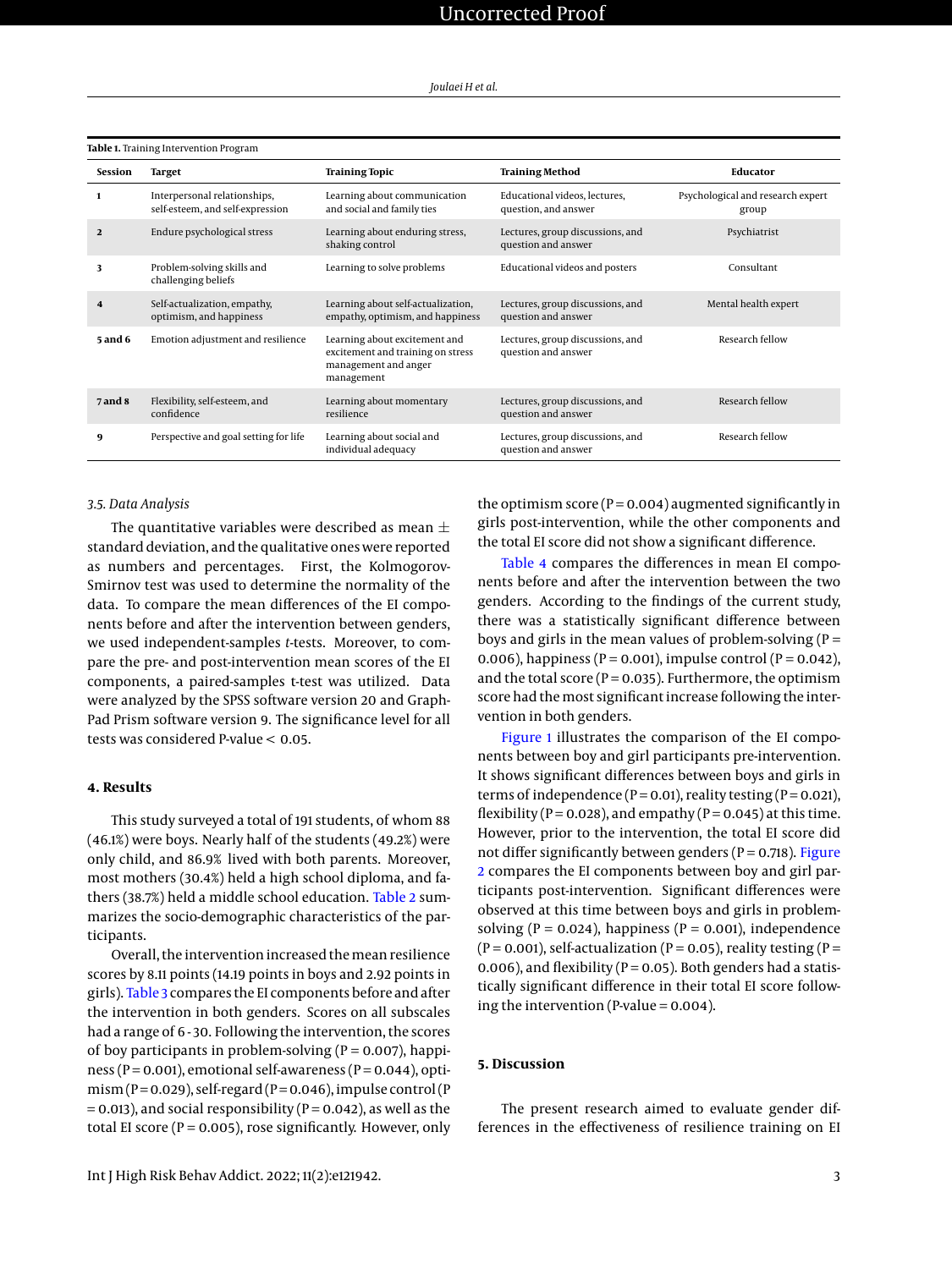**Table 1.** Training Intervention Program

| Session | Target | Training Topic | Training Method | Educator |
|---|---|---|---|---|
| **1** | Interpersonal relationships, self-esteem, and self-expression | Learning about communication and social and family ties | Educational videos, lectures, question, and answer | Psychological and research expert group |
| **2** | Endure psychological stress | Learning about enduring stress, shaking control | Lectures, group discussions, and question and answer | Psychiatrist |
| **3** | Problem-solving skills and challenging beliefs | Learning to solve problems | Educational videos and posters | Consultant |
| **4** | Self-actualization, empathy, optimism, and happiness | Learning about self-actualization, empathy, optimism, and happiness | Lectures, group discussions, and question and answer | Mental health expert |
| **5 and 6** | Emotion adjustment and resilience | Learning about excitement and excitement and training on stress management and anger management | Lectures, group discussions, and question and answer | Research fellow |
| **7 and 8** | Flexibility, self-esteem, and confidence | Learning about momentary resilience | Lectures, group discussions, and question and answer | Research fellow |
| **9** | Perspective and goal setting for life | Learning about social and individual adequacy | Lectures, group discussions, and question and answer | Research fellow |

### 3.5. Data Analysis

The quantitative variables were described as mean ± standard deviation, and the qualitative ones were reported as numbers and percentages. First, the Kolmogorov-Smirnov test was used to determine the normality of the data. To compare the mean differences of the EI components before and after the intervention between genders, we used independent-samples *t*-tests. Moreover, to compare the pre- and post-intervention mean scores of the EI components, a paired-samples t-test was utilized. Data were analyzed by the SPSS software version 20 and GraphPad Prism software version 9. The significance level for all tests was considered P-value < 0.05.

## 4. Results

This study surveyed a total of 191 students, of whom 88 (46.1%) were boys. Nearly half of the students (49.2%) were only child, and 86.9% lived with both parents. Moreover, most mothers (30.4%) held a high school diploma, and fathers (38.7%) held a middle school education. Table 2 summarizes the socio-demographic characteristics of the participants.

Overall, the intervention increased the mean resilience scores by 8.11 points (14.19 points in boys and 2.92 points in girls). Table 3 compares the EI components before and after the intervention in both genders. Scores on all subscales had a range of 6 - 30. Following the intervention, the scores of boy participants in problem-solving (P = 0.007), happiness (P = 0.001), emotional self-awareness (P = 0.044), optimism (P = 0.029), self-regard (P = 0.046), impulse control (P = 0.013), and social responsibility (P = 0.042), as well as the total EI score (P = 0.005), rose significantly. However, only the optimism score (P = 0.004) augmented significantly in girls post-intervention, while the other components and the total EI score did not show a significant difference.

Table 4 compares the differences in mean EI components before and after the intervention between the two genders. According to the findings of the current study, there was a statistically significant difference between boys and girls in the mean values of problem-solving (P = 0.006), happiness (P = 0.001), impulse control (P = 0.042), and the total score (P = 0.035). Furthermore, the optimism score had the most significant increase following the intervention in both genders.

Figure 1 illustrates the comparison of the EI components between boy and girl participants pre-intervention. It shows significant differences between boys and girls in terms of independence (P = 0.01), reality testing (P = 0.021), flexibility (P = 0.028), and empathy (P = 0.045) at this time. However, prior to the intervention, the total EI score did not differ significantly between genders (P = 0.718). Figure 2 compares the EI components between boy and girl participants post-intervention. Significant differences were observed at this time between boys and girls in problem-solving (P = 0.024), happiness (P = 0.001), independence (P = 0.001), self-actualization (P = 0.05), reality testing (P = 0.006), and flexibility (P = 0.05). Both genders had a statistically significant difference in their total EI score following the intervention (P-value = 0.004).

## 5. Discussion

The present research aimed to evaluate gender differences in the effectiveness of resilience training on EI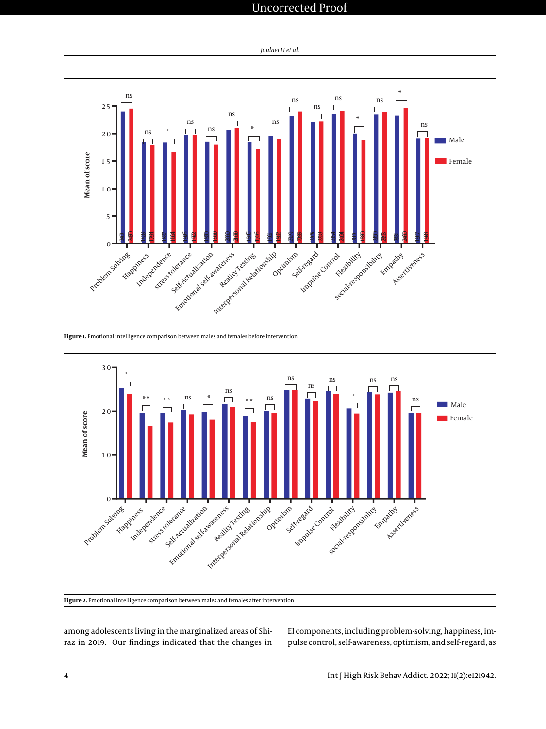Figure 1. Emotional intelligence comparison between males and females before intervention

Figure 2. Emotional intelligence comparison between males and females after intervention

among adolescents living in the marginalized areas of Shiraz in 2019. Our findings indicated that the changes in EI components, including problem-solving, happiness, impulse control, self-awareness, optimism, and self-regard, as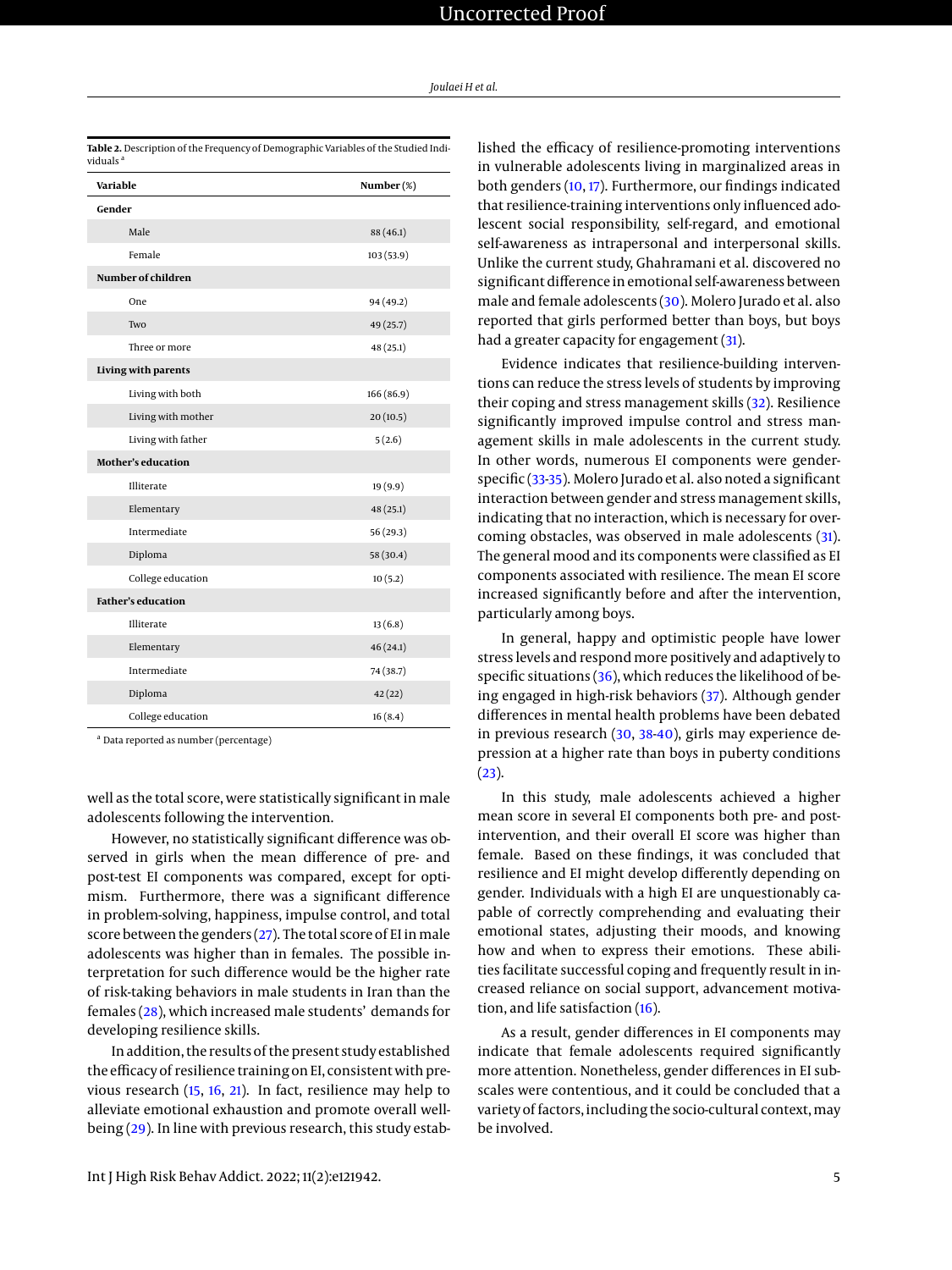**Table 2.** Description of the Frequency of Demographic Variables of the Studied Individuals [a]

| Variable | Number (%) |
|---|---|
| **Gender** | |
| Male | 88 (46.1) |
| Female | 103 (53.9) |
| **Number of children** | |
| One | 94 (49.2) |
| Two | 49 (25.7) |
| Three or more | 48 (25.1) |
| **Living with parents** | |
| Living with both | 166 (86.9) |
| Living with mother | 20 (10.5) |
| Living with father | 5 (2.6) |
| **Mother's education** | |
| Illiterate | 19 (9.9) |
| Elementary | 48 (25.1) |
| Intermediate | 56 (29.3) |
| Diploma | 58 (30.4) |
| College education | 10 (5.2) |
| **Father's education** | |
| Illiterate | 13 (6.8) |
| Elementary | 46 (24.1) |
| Intermediate | 74 (38.7) |
| Diploma | 42 (22) |
| College education | 16 (8.4) |

[a] Data reported as number (percentage)

well as the total score, were statistically significant in male adolescents following the intervention.

However, no statistically significant difference was observed in girls when the mean difference of pre- and post-test EI components was compared, except for optimism. Furthermore, there was a significant difference in problem-solving, happiness, impulse control, and total score between the genders (27). The total score of EI in male adolescents was higher than in females. The possible interpretation for such difference would be the higher rate of risk-taking behaviors in male students in Iran than the females (28), which increased male students' demands for developing resilience skills.

In addition, the results of the present study established the efficacy of resilience training on EI, consistent with previous research (15, 16, 21). In fact, resilience may help to alleviate emotional exhaustion and promote overall well-being (29). In line with previous research, this study established the efficacy of resilience-promoting interventions in vulnerable adolescents living in marginalized areas in both genders (10, 17). Furthermore, our findings indicated that resilience-training interventions only influenced adolescent social responsibility, self-regard, and emotional self-awareness as intrapersonal and interpersonal skills. Unlike the current study, Ghahramani et al. discovered no significant difference in emotional self-awareness between male and female adolescents (30). Molero Jurado et al. also reported that girls performed better than boys, but boys had a greater capacity for engagement (31).

Evidence indicates that resilience-building interventions can reduce the stress levels of students by improving their coping and stress management skills (32). Resilience significantly improved impulse control and stress management skills in male adolescents in the current study. In other words, numerous EI components were gender-specific (33-35). Molero Jurado et al. also noted a significant interaction between gender and stress management skills, indicating that no interaction, which is necessary for overcoming obstacles, was observed in male adolescents (31). The general mood and its components were classified as EI components associated with resilience. The mean EI score increased significantly before and after the intervention, particularly among boys.

In general, happy and optimistic people have lower stress levels and respond more positively and adaptively to specific situations (36), which reduces the likelihood of being engaged in high-risk behaviors (37). Although gender differences in mental health problems have been debated in previous research (30, 38-40), girls may experience depression at a higher rate than boys in puberty conditions (23).

In this study, male adolescents achieved a higher mean score in several EI components both pre- and post-intervention, and their overall EI score was higher than female. Based on these findings, it was concluded that resilience and EI might develop differently depending on gender. Individuals with a high EI are unquestionably capable of correctly comprehending and evaluating their emotional states, adjusting their moods, and knowing how and when to express their emotions. These abilities facilitate successful coping and frequently result in increased reliance on social support, advancement motivation, and life satisfaction (16).

As a result, gender differences in EI components may indicate that female adolescents required significantly more attention. Nonetheless, gender differences in EI subscales were contentious, and it could be concluded that a variety of factors, including the socio-cultural context, may be involved.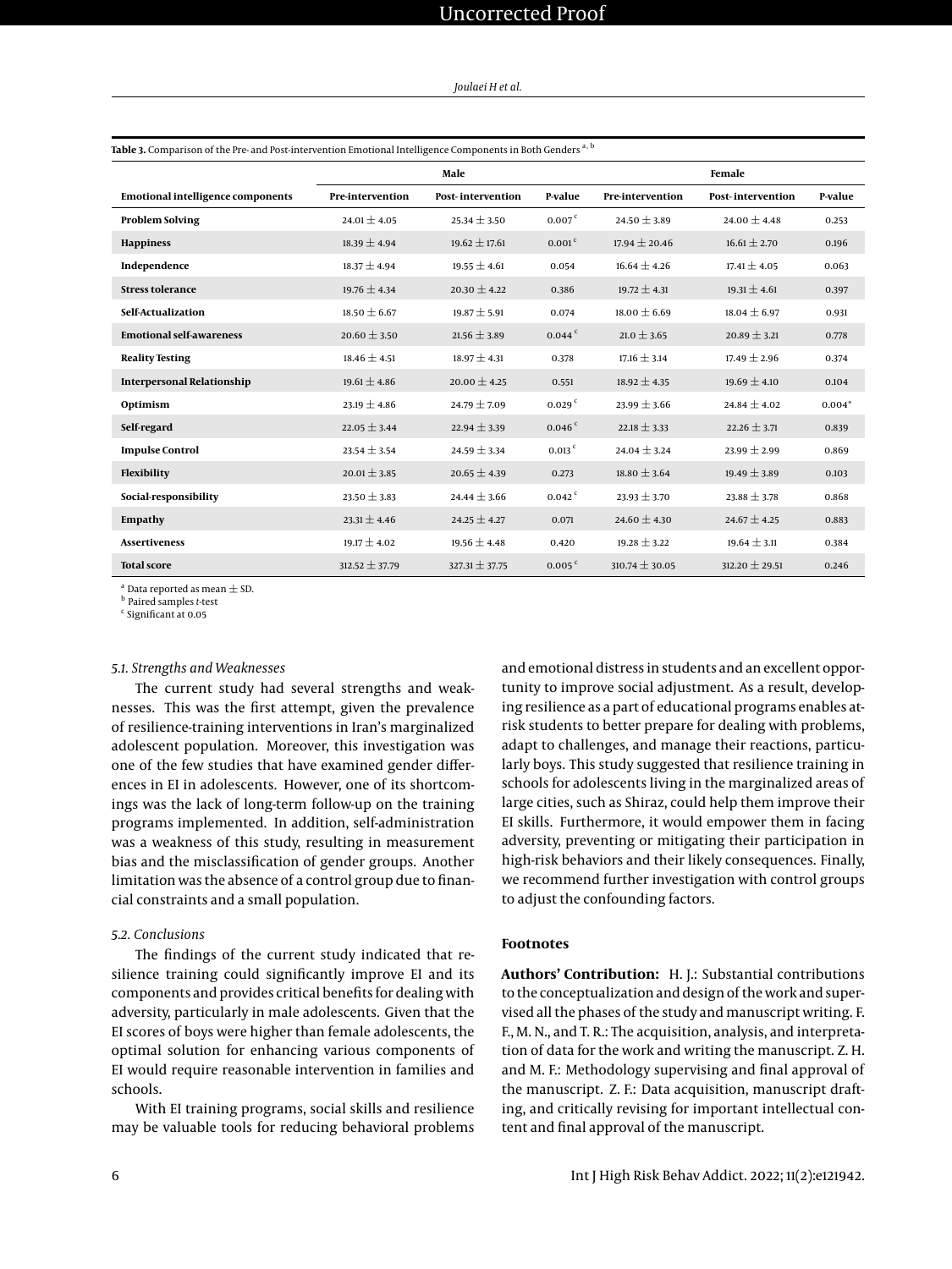**Table 3.** Comparison of the Pre- and Post-intervention Emotional Intelligence Components in Both Genders [a, b]

| Emotional intelligence components | Male | | | Female | | |
|---|---|---|---|---|---|---|
| | Pre-intervention | Post- intervention | P-value | Pre-intervention | Post- intervention | P-value |
| **Problem Solving** | 24.01 ± 4.05 | 25.34 ± 3.50 | 0.007 [c] | 24.50 ± 3.89 | 24.00 ± 4.48 | 0.253 |
| **Happiness** | 18.39 ± 4.94 | 19.62 ± 17.61 | 0.001 [c] | 17.94 ± 20.46 | 16.61 ± 2.70 | 0.196 |
| **Independence** | 18.37 ± 4.94 | 19.55 ± 4.61 | 0.054 | 16.64 ± 4.26 | 17.41 ± 4.05 | 0.063 |
| **Stress tolerance** | 19.76 ± 4.34 | 20.30 ± 4.22 | 0.386 | 19.72 ± 4.31 | 19.31 ± 4.61 | 0.397 |
| **Self-Actualization** | 18.50 ± 6.67 | 19.87 ± 5.91 | 0.074 | 18.00 ± 6.69 | 18.04 ± 6.97 | 0.931 |
| **Emotional self-awareness** | 20.60 ± 3.50 | 21.56 ± 3.89 | 0.044 [c] | 21.0 ± 3.65 | 20.89 ± 3.21 | 0.778 |
| **Reality Testing** | 18.46 ± 4.51 | 18.97 ± 4.31 | 0.378 | 17.16 ± 3.14 | 17.49 ± 2.96 | 0.374 |
| **Interpersonal Relationship** | 19.61 ± 4.86 | 20.00 ± 4.25 | 0.551 | 18.92 ± 4.35 | 19.69 ± 4.10 | 0.104 |
| **Optimism** | 23.19 ± 4.86 | 24.79 ± 7.09 | 0.029 [c] | 23.99 ± 3.66 | 24.84 ± 4.02 | 0.004* |
| **Self-regard** | 22.05 ± 3.44 | 22.94 ± 3.39 | 0.046 [c] | 22.18 ± 3.33 | 22.26 ± 3.71 | 0.839 |
| **Impulse Control** | 23.54 ± 3.54 | 24.59 ± 3.34 | 0.013 [c] | 24.04 ± 3.24 | 23.99 ± 2.99 | 0.869 |
| **Flexibility** | 20.01 ± 3.85 | 20.65 ± 4.39 | 0.273 | 18.80 ± 3.64 | 19.49 ± 3.89 | 0.103 |
| **Social-responsibility** | 23.50 ± 3.83 | 24.44 ± 3.66 | 0.042 [c] | 23.93 ± 3.70 | 23.88 ± 3.78 | 0.868 |
| **Empathy** | 23.31 ± 4.46 | 24.25 ± 4.27 | 0.071 | 24.60 ± 4.30 | 24.67 ± 4.25 | 0.883 |
| **Assertiveness** | 19.17 ± 4.02 | 19.56 ± 4.48 | 0.420 | 19.28 ± 3.22 | 19.64 ± 3.11 | 0.384 |
| **Total score** | 312.52 ± 37.79 | 327.31 ± 37.75 | 0.005 [c] | 310.74 ± 30.05 | 312.20 ± 29.51 | 0.246 |

[a] Data reported as mean ± SD.
[b] Paired samples *t*-test
[c] Significant at 0.05

### 5.1. Strengths and Weaknesses

The current study had several strengths and weaknesses. This was the first attempt, given the prevalence of resilience-training interventions in Iran's marginalized adolescent population. Moreover, this investigation was one of the few studies that have examined gender differences in EI in adolescents. However, one of its shortcomings was the lack of long-term follow-up on the training programs implemented. In addition, self-administration was a weakness of this study, resulting in measurement bias and the misclassification of gender groups. Another limitation was the absence of a control group due to financial constraints and a small population.

### 5.2. Conclusions

The findings of the current study indicated that resilience training could significantly improve EI and its components and provides critical benefits for dealing with adversity, particularly in male adolescents. Given that the EI scores of boys were higher than female adolescents, the optimal solution for enhancing various components of EI would require reasonable intervention in families and schools.

With EI training programs, social skills and resilience may be valuable tools for reducing behavioral problems and emotional distress in students and an excellent opportunity to improve social adjustment. As a result, developing resilience as a part of educational programs enables at-risk students to better prepare for dealing with problems, adapt to challenges, and manage their reactions, particularly boys. This study suggested that resilience training in schools for adolescents living in the marginalized areas of large cities, such as Shiraz, could help them improve their EI skills. Furthermore, it would empower them in facing adversity, preventing or mitigating their participation in high-risk behaviors and their likely consequences. Finally, we recommend further investigation with control groups to adjust the confounding factors.

## Footnotes

**Authors' Contribution:** H. J.: Substantial contributions to the conceptualization and design of the work and supervised all the phases of the study and manuscript writing. F. F., M. N., and T. R.: The acquisition, analysis, and interpretation of data for the work and writing the manuscript. Z. H. and M. F.: Methodology supervising and final approval of the manuscript. Z. F.: Data acquisition, manuscript drafting, and critically revising for important intellectual content and final approval of the manuscript.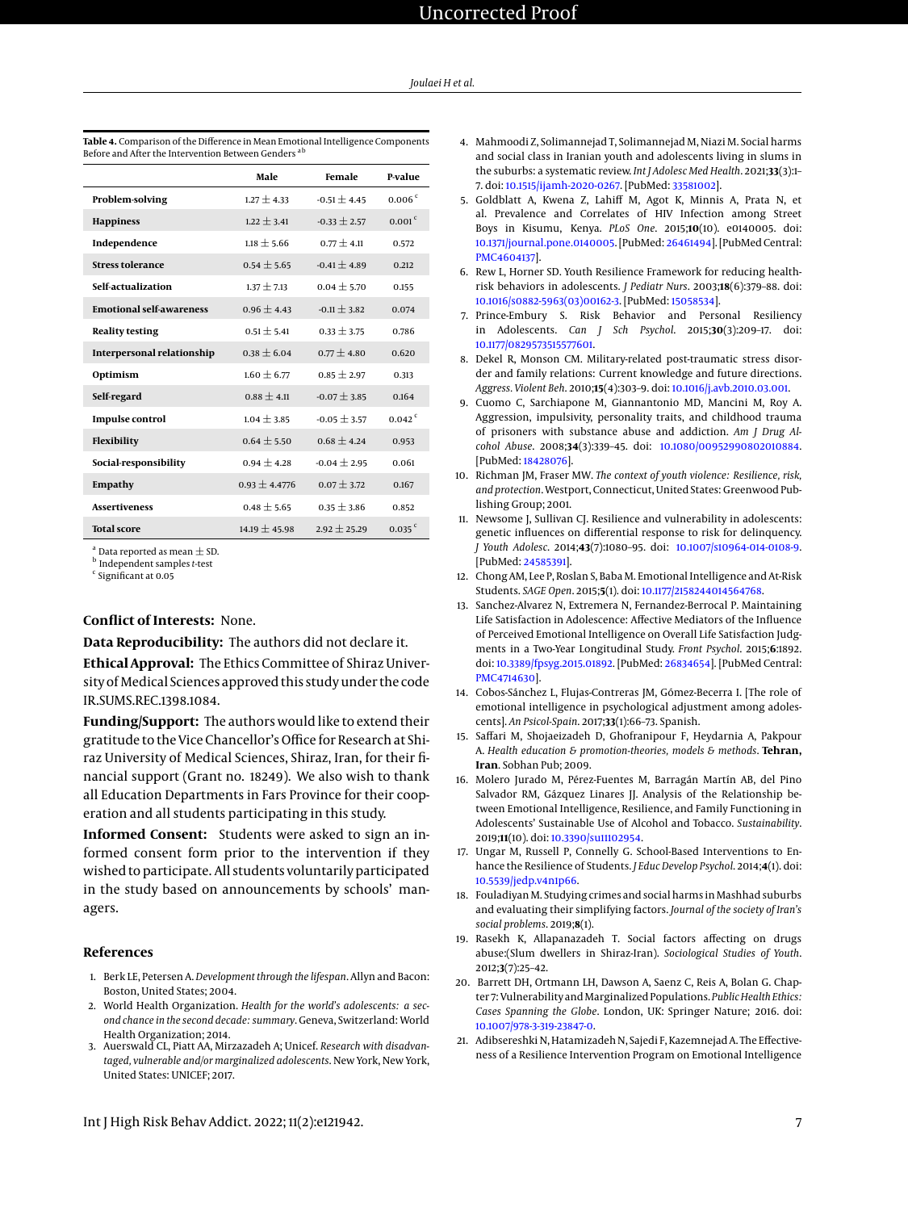**Table 4.** Comparison of the Difference in Mean Emotional Intelligence Components Before and After the Intervention Between Genders [a,b]

| | Male | Female | P-value |
|---|---|---|---|
| **Problem-solving** | 1.27 ± 4.33 | -0.51 ± 4.45 | 0.006 [c] |
| **Happiness** | 1.22 ± 3.41 | -0.33 ± 2.57 | 0.001 [c] |
| **Independence** | 1.18 ± 5.66 | 0.77 ± 4.11 | 0.572 |
| **Stress tolerance** | 0.54 ± 5.65 | -0.41 ± 4.89 | 0.212 |
| **Self-actualization** | 1.37 ± 7.13 | 0.04 ± 5.70 | 0.155 |
| **Emotional self-awareness** | 0.96 ± 4.43 | -0.11 ± 3.82 | 0.074 |
| **Reality testing** | 0.51 ± 5.41 | 0.33 ± 3.75 | 0.786 |
| **Interpersonal relationship** | 0.38 ± 6.04 | 0.77 ± 4.80 | 0.620 |
| **Optimism** | 1.60 ± 6.77 | 0.85 ± 2.97 | 0.313 |
| **Self-regard** | 0.88 ± 4.11 | -0.07 ± 3.85 | 0.164 |
| **Impulse control** | 1.04 ± 3.85 | -0.05 ± 3.57 | 0.042 [c] |
| **Flexibility** | 0.64 ± 5.50 | 0.68 ± 4.24 | 0.953 |
| **Social-responsibility** | 0.94 ± 4.28 | -0.04 ± 2.95 | 0.061 |
| **Empathy** | 0.93 ± 4.4776 | 0.07 ± 3.72 | 0.167 |
| **Assertiveness** | 0.48 ± 5.65 | 0.35 ± 3.86 | 0.852 |
| **Total score** | 14.19 ± 45.98 | 2.92 ± 25.29 | 0.035 [c] |

[a] Data reported as mean ± SD.
[b] Independent samples *t*-test
[c] Significant at 0.05

**Conflict of Interests:** None.

**Data Reproducibility:** The authors did not declare it.

**Ethical Approval:** The Ethics Committee of Shiraz University of Medical Sciences approved this study under the code IR.SUMS.REC.1398.1084.

**Funding/Support:** The authors would like to extend their gratitude to the Vice Chancellor's Office for Research at Shiraz University of Medical Sciences, Shiraz, Iran, for their financial support (Grant no. 18249). We also wish to thank all Education Departments in Fars Province for their cooperation and all students participating in this study.

**Informed Consent:** Students were asked to sign an informed consent form prior to the intervention if they wished to participate. All students voluntarily participated in the study based on announcements by schools' managers.

## References

1. Berk LE, Petersen A. *Development through the lifespan*. Allyn and Bacon: Boston, United States; 2004.
2. World Health Organization. *Health for the world's adolescents: a second chance in the second decade: summary*. Geneva, Switzerland: World Health Organization; 2014.
3. Auerswald CL, Piatt AA, Mirzazadeh A; Unicef. *Research with disadvantaged, vulnerable and/or marginalized adolescents*. New York, New York, United States: UNICEF; 2017.
4. Mahmoodi Z, Solimannejad T, Solimannejad M, Niazi M. Social harms and social class in Iranian youth and adolescents living in slums in the suburbs: a systematic review. *Int J Adolesc Med Health*. 2021;**33**(3):1–7. doi: 10.1515/ijamh-2020-0267. [PubMed: 33581002].
5. Goldblatt A, Kwena Z, Lahiff M, Agot K, Minnis A, Prata N, et al. Prevalence and Correlates of HIV Infection among Street Boys in Kisumu, Kenya. *PLoS One*. 2015;**10**(10). e0140005. doi: 10.1371/journal.pone.0140005. [PubMed: 26461494]. [PubMed Central: PMC4604137].
6. Rew L, Horner SD. Youth Resilience Framework for reducing health-risk behaviors in adolescents. *J Pediatr Nurs*. 2003;**18**(6):379–88. doi: 10.1016/s0882-5963(03)00162-3. [PubMed: 15058534].
7. Prince-Embury S. Risk Behavior and Personal Resiliency in Adolescents. *Can J Sch Psychol*. 2015;**30**(3):209–17. doi: 10.1177/0829573515577601.
8. Dekel R, Monson CM. Military-related post-traumatic stress disorder and family relations: Current knowledge and future directions. *Aggress. Violent Beh*. 2010;**15**(4):303–9. doi: 10.1016/j.avb.2010.03.001.
9. Cuomo C, Sarchiapone M, Giannantonio MD, Mancini M, Roy A. Aggression, impulsivity, personality traits, and childhood trauma of prisoners with substance abuse and addiction. *Am J Drug Alcohol Abuse*. 2008;**34**(3):339–45. doi: 10.1080/00952990802010884. [PubMed: 18428076].
10. Richman JM, Fraser MW. *The context of youth violence: Resilience, risk, and protection*. Westport, Connecticut, United States: Greenwood Publishing Group; 2001.
11. Newsome J, Sullivan CJ. Resilience and vulnerability in adolescents: genetic influences on differential response to risk for delinquency. *J Youth Adolesc*. 2014;**43**(7):1080–95. doi: 10.1007/s10964-014-0108-9. [PubMed: 24585391].
12. Chong AM, Lee P, Roslan S, Baba M. Emotional Intelligence and At-Risk Students. *SAGE Open*. 2015;**5**(1). doi: 10.1177/2158244014564768.
13. Sanchez-Alvarez N, Extremera N, Fernandez-Berrocal P. Maintaining Life Satisfaction in Adolescence: Affective Mediators of the Influence of Perceived Emotional Intelligence on Overall Life Satisfaction Judgments in a Two-Year Longitudinal Study. *Front Psychol*. 2015;**6**:1892. doi: 10.3389/fpsyg.2015.01892. [PubMed: 26834654]. [PubMed Central: PMC4714630].
14. Cobos-Sánchez L, Flujas-Contreras JM, Gómez-Becerra I. [The role of emotional intelligence in psychological adjustment among adolescents]. *An Psicol-Spain*. 2017;**33**(1):66–73. Spanish.
15. Saffari M, Shojaeizadeh D, Ghofranipour F, Heydarnia A, Pakpour A. *Health education & promotion-theories, models & methods*. **Tehran, Iran**. Sobhan Pub; 2009.
16. Molero Jurado M, Pérez-Fuentes M, Barragán Martín AB, del Pino Salvador RM, Gázquez Linares JJ. Analysis of the Relationship between Emotional Intelligence, Resilience, and Family Functioning in Adolescents' Sustainable Use of Alcohol and Tobacco. *Sustainability*. 2019;**11**(10). doi: 10.3390/su11102954.
17. Ungar M, Russell P, Connelly G. School-Based Interventions to Enhance the Resilience of Students. *J Educ Develop Psychol*. 2014;**4**(1). doi: 10.5539/jedp.v4n1p66.
18. Fouladiyan M. Studying crimes and social harms in Mashhad suburbs and evaluating their simplifying factors. *Journal of the society of Iran's social problems*. 2019;**8**(1).
19. Rasekh K, Allapanazadeh T. Social factors affecting on drugs abuse:(Slum dwellers in Shiraz-Iran). *Sociological Studies of Youth*. 2012;**3**(7):25–42.
20. Barrett DH, Ortmann LH, Dawson A, Saenz C, Reis A, Bolan G. Chapter 7: Vulnerability and Marginalized Populations. *Public Health Ethics: Cases Spanning the Globe*. London, UK: Springer Nature; 2016. doi: 10.1007/978-3-319-23847-0.
21. Adibsereshki N, Hatamizadeh N, Sajedi F, Kazemnejad A. The Effectiveness of a Resilience Intervention Program on Emotional Intelligence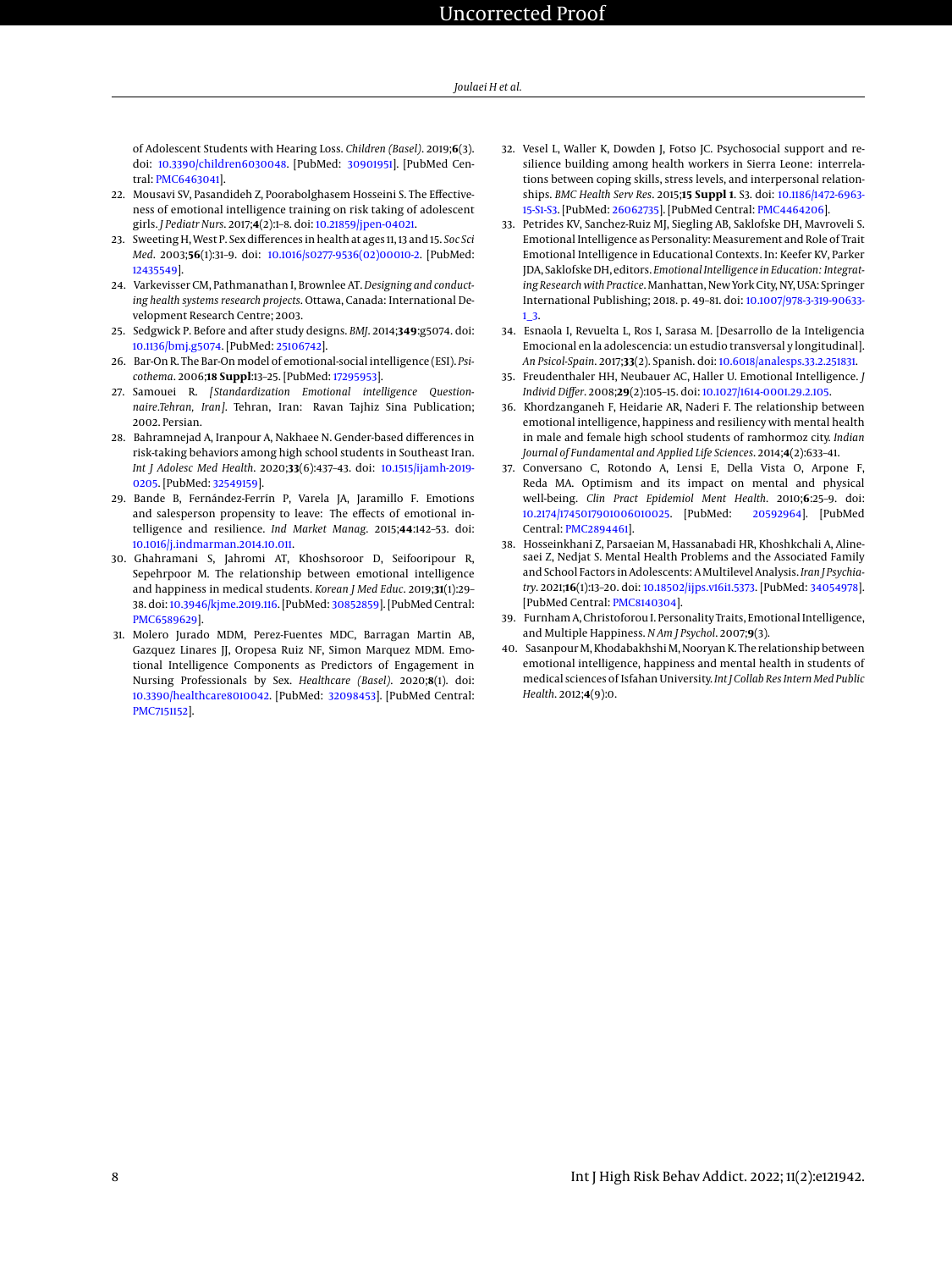of Adolescent Students with Hearing Loss. *Children (Basel)*. 2019;**6**(3). doi: 10.3390/children6030048. [PubMed: 30901951]. [PubMed Central: PMC6463041].

22. Mousavi SV, Pasandideh Z, Poorabolghasem Hosseini S. The Effectiveness of emotional intelligence training on risk taking of adolescent girls. *J Pediatr Nurs*. 2017;**4**(2):1–8. doi: 10.21859/jpen-04021.
23. Sweeting H, West P. Sex differences in health at ages 11, 13 and 15. *Soc Sci Med*. 2003;**56**(1):31–9. doi: 10.1016/s0277-9536(02)00010-2. [PubMed: 12435549].
24. Varkevisser CM, Pathmanathan I, Brownlee AT. *Designing and conducting health systems research projects*. Ottawa, Canada: International Development Research Centre; 2003.
25. Sedgwick P. Before and after study designs. *BMJ*. 2014;**349**:g5074. doi: 10.1136/bmj.g5074. [PubMed: 25106742].
26. Bar-On R. The Bar-On model of emotional-social intelligence (ESI). *Psicothema*. 2006;**18 Suppl**:13–25. [PubMed: 17295953].
27. Samouei R. *[Standardization Emotional intelligence Questionnaire.Tehran, Iran]*. Tehran, Iran: Ravan Tajhiz Sina Publication; 2002. Persian.
28. Bahramnejad A, Iranpour A, Nakhaee N. Gender-based differences in risk-taking behaviors among high school students in Southeast Iran. *Int J Adolesc Med Health*. 2020;**33**(6):437–43. doi: 10.1515/ijamh-2019-0205. [PubMed: 32549159].
29. Bande B, Fernández-Ferrín P, Varela JA, Jaramillo F. Emotions and salesperson propensity to leave: The effects of emotional intelligence and resilience. *Ind Market Manag*. 2015;**44**:142–53. doi: 10.1016/j.indmarman.2014.10.011.
30. Ghahramani S, Jahromi AT, Khoshsoroor D, Seifooripour R, Sepehrpoor M. The relationship between emotional intelligence and happiness in medical students. *Korean J Med Educ*. 2019;**31**(1):29–38. doi: 10.3946/kjme.2019.116. [PubMed: 30852859]. [PubMed Central: PMC6589629].
31. Molero Jurado MDM, Perez-Fuentes MDC, Barragan Martin AB, Gazquez Linares JJ, Oropesa Ruiz NF, Simon Marquez MDM. Emotional Intelligence Components as Predictors of Engagement in Nursing Professionals by Sex. *Healthcare (Basel)*. 2020;**8**(1). doi: 10.3390/healthcare8010042. [PubMed: 32098453]. [PubMed Central: PMC7151152].
32. Vesel L, Waller K, Dowden J, Fotso JC. Psychosocial support and resilience building among health workers in Sierra Leone: interrelations between coping skills, stress levels, and interpersonal relationships. *BMC Health Serv Res*. 2015;**15 Suppl 1**. S3. doi: 10.1186/1472-6963-15-S1-S3. [PubMed: 26062735]. [PubMed Central: PMC4464206].
33. Petrides KV, Sanchez-Ruiz MJ, Siegling AB, Saklofske DH, Mavroveli S. Emotional Intelligence as Personality: Measurement and Role of Trait Emotional Intelligence in Educational Contexts. In: Keefer KV, Parker JDA, Saklofske DH, editors. *Emotional Intelligence in Education: Integrating Research with Practice*. Manhattan, New York City, NY, USA: Springer International Publishing; 2018. p. 49–81. doi: 10.1007/978-3-319-90633-1_3.
34. Esnaola I, Revuelta L, Ros I, Sarasa M. [Desarrollo de la Inteligencia Emocional en la adolescencia: un estudio transversal y longitudinal]. *An Psicol-Spain*. 2017;**33**(2). Spanish. doi: 10.6018/analesps.33.2.251831.
35. Freudenthaler HH, Neubauer AC, Haller U. Emotional Intelligence. *J Individ Differ*. 2008;**29**(2):105–15. doi: 10.1027/1614-0001.29.2.105.
36. Khordzanganeh F, Heidarie AR, Naderi F. The relationship between emotional intelligence, happiness and resiliency with mental health in male and female high school students of ramhormoz city. *Indian Journal of Fundamental and Applied Life Sciences*. 2014;**4**(2):633–41.
37. Conversano C, Rotondo A, Lensi E, Della Vista O, Arpone F, Reda MA. Optimism and its impact on mental and physical well-being. *Clin Pract Epidemiol Ment Health*. 2010;**6**:25–9. doi: 10.2174/1745017901006010025. [PubMed: 20592964]. [PubMed Central: PMC2894461].
38. Hosseinkhani Z, Parsaeian M, Hassanabadi HR, Khoshkchali A, Alinesaei Z, Nedjat S. Mental Health Problems and the Associated Family and School Factors in Adolescents: A Multilevel Analysis. *Iran J Psychiatry*. 2021;**16**(1):13–20. doi: 10.18502/ijps.v16i1.5373. [PubMed: 34054978]. [PubMed Central: PMC8140304].
39. Furnham A, Christoforou I. Personality Traits, Emotional Intelligence, and Multiple Happiness. *N Am J Psychol*. 2007;**9**(3).
40. Sasanpour M, Khodabakhshi M, Nooryan K. The relationship between emotional intelligence, happiness and mental health in students of medical sciences of Isfahan University. *Int J Collab Res Intern Med Public Health*. 2012;**4**(9):0.